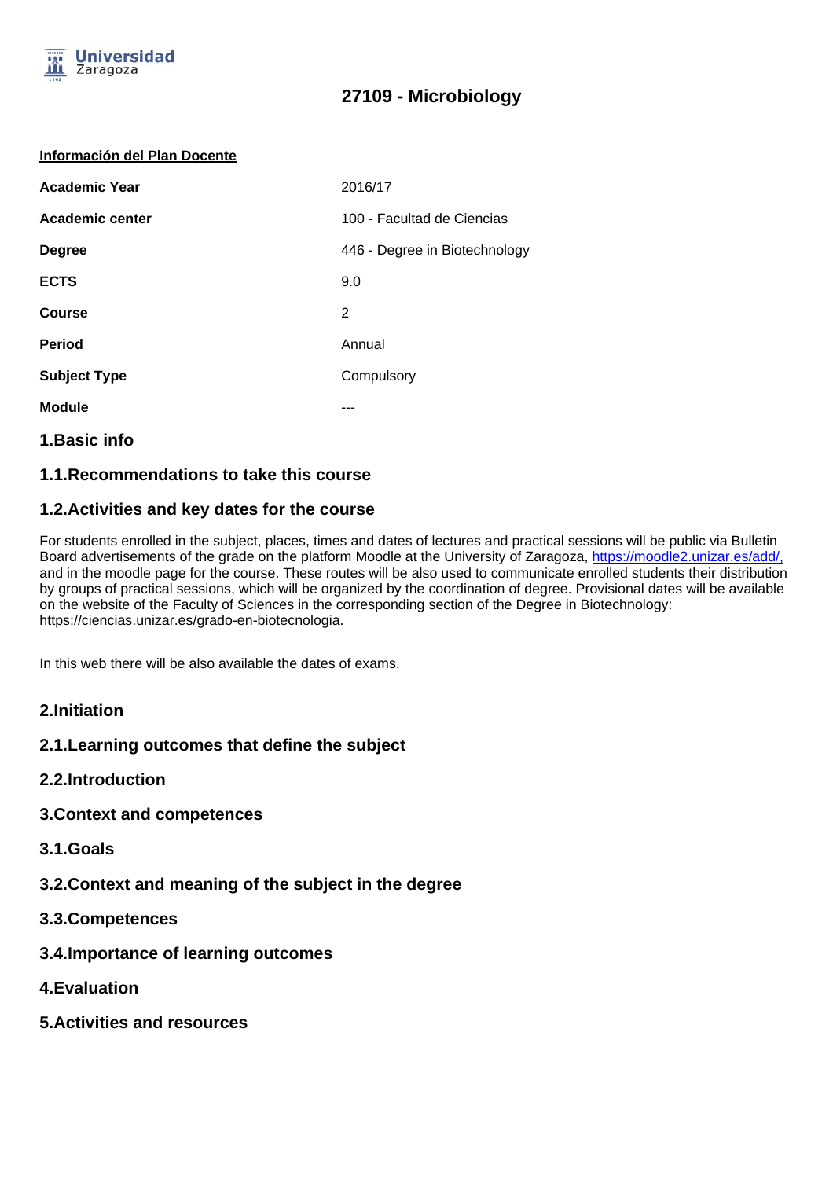# 27109 - Microbiology

**Información del Plan Docente**

| | |
|---|---|
| **Academic Year** | 2016/17 |
| **Academic center** | 100 - Facultad de Ciencias |
| **Degree** | 446 - Degree in Biotechnology |
| **ECTS** | 9.0 |
| **Course** | 2 |
| **Period** | Annual |
| **Subject Type** | Compulsory |
| **Module** | --- |

## 1.Basic info

### 1.1.Recommendations to take this course

### 1.2.Activities and key dates for the course

For students enrolled in the subject, places, times and dates of lectures and practical sessions will be public via Bulletin Board advertisements of the grade on the platform Moodle at the University of Zaragoza, https://moodle2.unizar.es/add/, and in the moodle page for the course. These routes will be also used to communicate enrolled students their distribution by groups of practical sessions, which will be organized by the coordination of degree. Provisional dates will be available on the website of the Faculty of Sciences in the corresponding section of the Degree in Biotechnology: https://ciencias.unizar.es/grado-en-biotecnologia.

In this web there will be also available the dates of exams.

## 2.Initiation

### 2.1.Learning outcomes that define the subject

### 2.2.Introduction

## 3.Context and competences

### 3.1.Goals

### 3.2.Context and meaning of the subject in the degree

### 3.3.Competences

### 3.4.Importance of learning outcomes

## 4.Evaluation

## 5.Activities and resources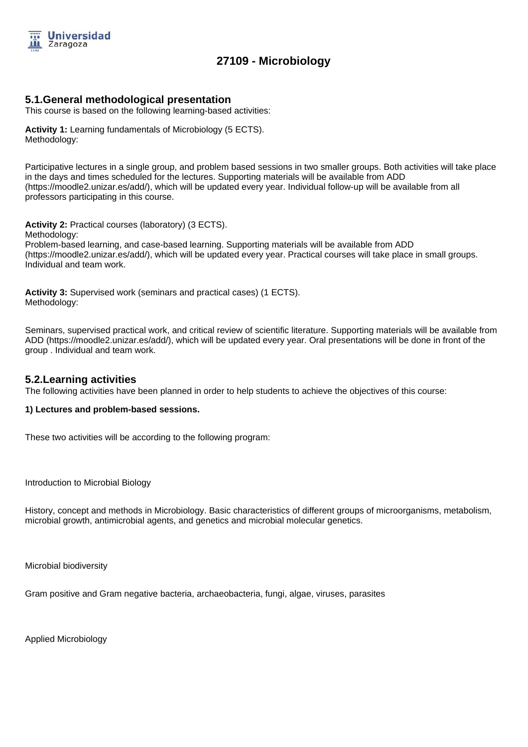# 27109 - Microbiology

## 5.1.General methodological presentation

This course is based on the following learning-based activities:

**Activity 1:** Learning fundamentals of Microbiology (5 ECTS).
Methodology:

Participative lectures in a single group, and problem based sessions in two smaller groups. Both activities will take place in the days and times scheduled for the lectures. Supporting materials will be available from ADD (https://moodle2.unizar.es/add/), which will be updated every year. Individual follow-up will be available from all professors participating in this course.

**Activity 2:** Practical courses (laboratory) (3 ECTS).
Methodology:
Problem-based learning, and case-based learning. Supporting materials will be available from ADD (https://moodle2.unizar.es/add/), which will be updated every year. Practical courses will take place in small groups. Individual and team work.

**Activity 3:** Supervised work (seminars and practical cases) (1 ECTS).
Methodology:

Seminars, supervised practical work, and critical review of scientific literature. Supporting materials will be available from ADD (https://moodle2.unizar.es/add/), which will be updated every year. Oral presentations will be done in front of the group . Individual and team work.

## 5.2.Learning activities

The following activities have been planned in order to help students to achieve the objectives of this course:

**1) Lectures and problem-based sessions.**

These two activities will be according to the following program:

Introduction to Microbial Biology

History, concept and methods in Microbiology. Basic characteristics of different groups of microorganisms, metabolism, microbial growth, antimicrobial agents, and genetics and microbial molecular genetics.

Microbial biodiversity

Gram positive and Gram negative bacteria, archaeobacteria, fungi, algae, viruses, parasites

Applied Microbiology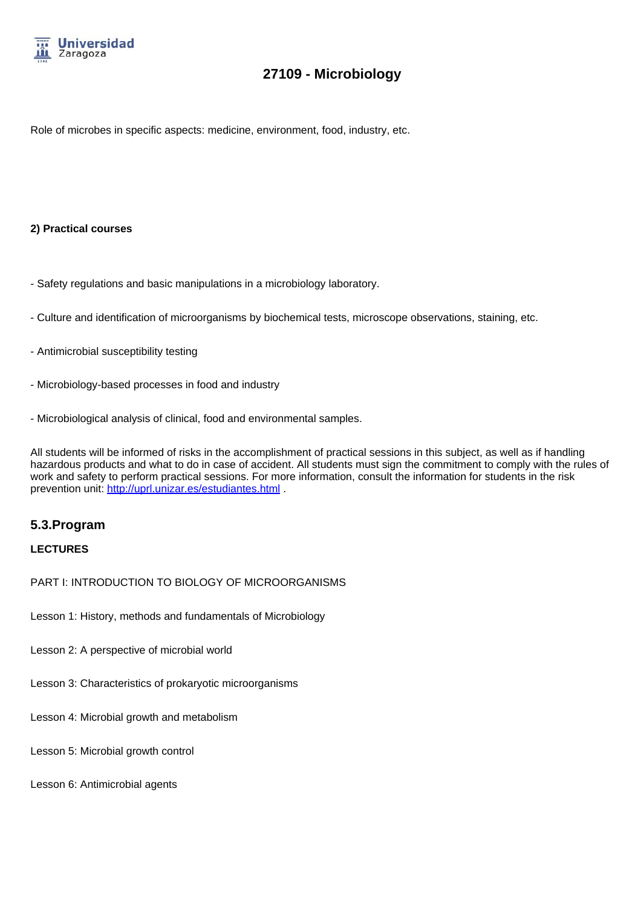Role of microbes in specific aspects: medicine, environment, food, industry, etc.

**2) Practical courses**

- Safety regulations and basic manipulations in a microbiology laboratory.

- Culture and identification of microorganisms by biochemical tests, microscope observations, staining, etc.

- Antimicrobial susceptibility testing

- Microbiology-based processes in food and industry

- Microbiological analysis of clinical, food and environmental samples.

All students will be informed of risks in the accomplishment of practical sessions in this subject, as well as if handling hazardous products and what to do in case of accident. All students must sign the commitment to comply with the rules of work and safety to perform practical sessions. For more information, consult the information for students in the risk prevention unit: [http://uprl.unizar.es/estudiantes.html](http://uprl.unizar.es/estudiantes.html) .

## 5.3.Program

**LECTURES**

PART I: INTRODUCTION TO BIOLOGY OF MICROORGANISMS

Lesson 1: History, methods and fundamentals of Microbiology

Lesson 2: A perspective of microbial world

Lesson 3: Characteristics of prokaryotic microorganisms

Lesson 4: Microbial growth and metabolism

Lesson 5: Microbial growth control

Lesson 6: Antimicrobial agents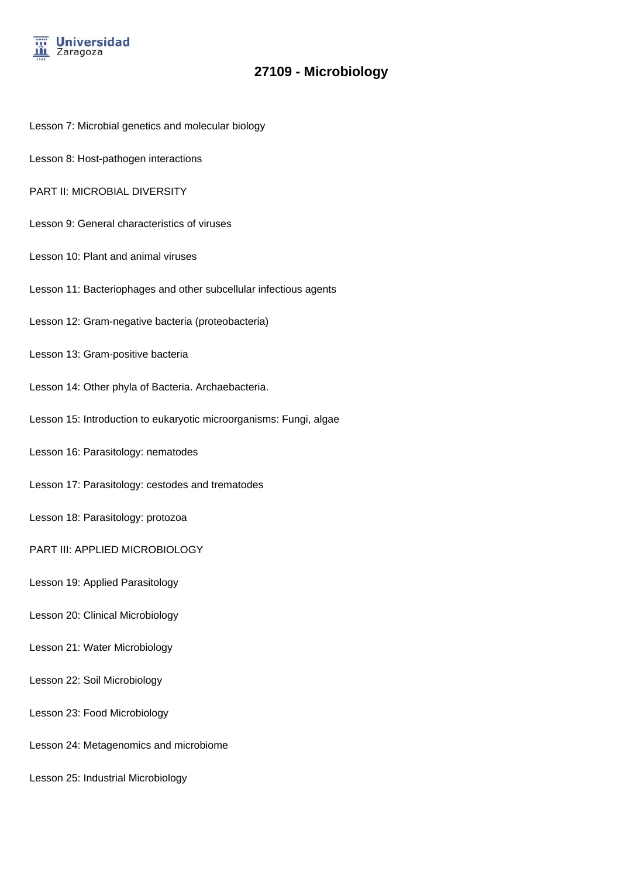Lesson 7: Microbial genetics and molecular biology

Lesson 8: Host-pathogen interactions

PART II: MICROBIAL DIVERSITY

Lesson 9: General characteristics of viruses

Lesson 10: Plant and animal viruses

Lesson 11: Bacteriophages and other subcellular infectious agents

Lesson 12: Gram-negative bacteria (proteobacteria)

Lesson 13: Gram-positive bacteria

Lesson 14: Other phyla of Bacteria. Archaebacteria.

Lesson 15: Introduction to eukaryotic microorganisms: Fungi, algae

Lesson 16: Parasitology: nematodes

Lesson 17: Parasitology: cestodes and trematodes

Lesson 18: Parasitology: protozoa

PART III: APPLIED MICROBIOLOGY

Lesson 19: Applied Parasitology

Lesson 20: Clinical Microbiology

Lesson 21: Water Microbiology

Lesson 22: Soil Microbiology

Lesson 23: Food Microbiology

Lesson 24: Metagenomics and microbiome

Lesson 25: Industrial Microbiology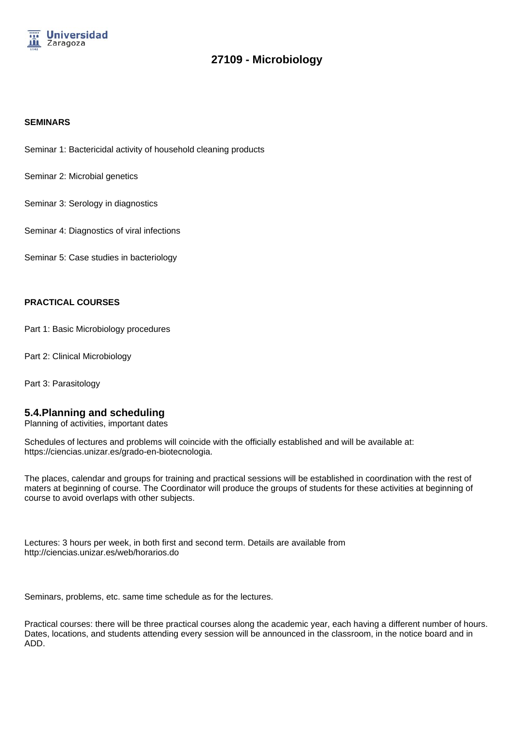**SEMINARS**

Seminar 1: Bactericidal activity of household cleaning products

Seminar 2: Microbial genetics

Seminar 3: Serology in diagnostics

Seminar 4: Diagnostics of viral infections

Seminar 5: Case studies in bacteriology

**PRACTICAL COURSES**

Part 1: Basic Microbiology procedures

Part 2: Clinical Microbiology

Part 3: Parasitology

## 5.4.Planning and scheduling

Planning of activities, important dates

Schedules of lectures and problems will coincide with the officially established and will be available at: https://ciencias.unizar.es/grado-en-biotecnologia.

The places, calendar and groups for training and practical sessions will be established in coordination with the rest of maters at beginning of course. The Coordinator will produce the groups of students for these activities at beginning of course to avoid overlaps with other subjects.

Lectures: 3 hours per week, in both first and second term. Details are available from http://ciencias.unizar.es/web/horarios.do

Seminars, problems, etc. same time schedule as for the lectures.

Practical courses: there will be three practical courses along the academic year, each having a different number of hours. Dates, locations, and students attending every session will be announced in the classroom, in the notice board and in ADD.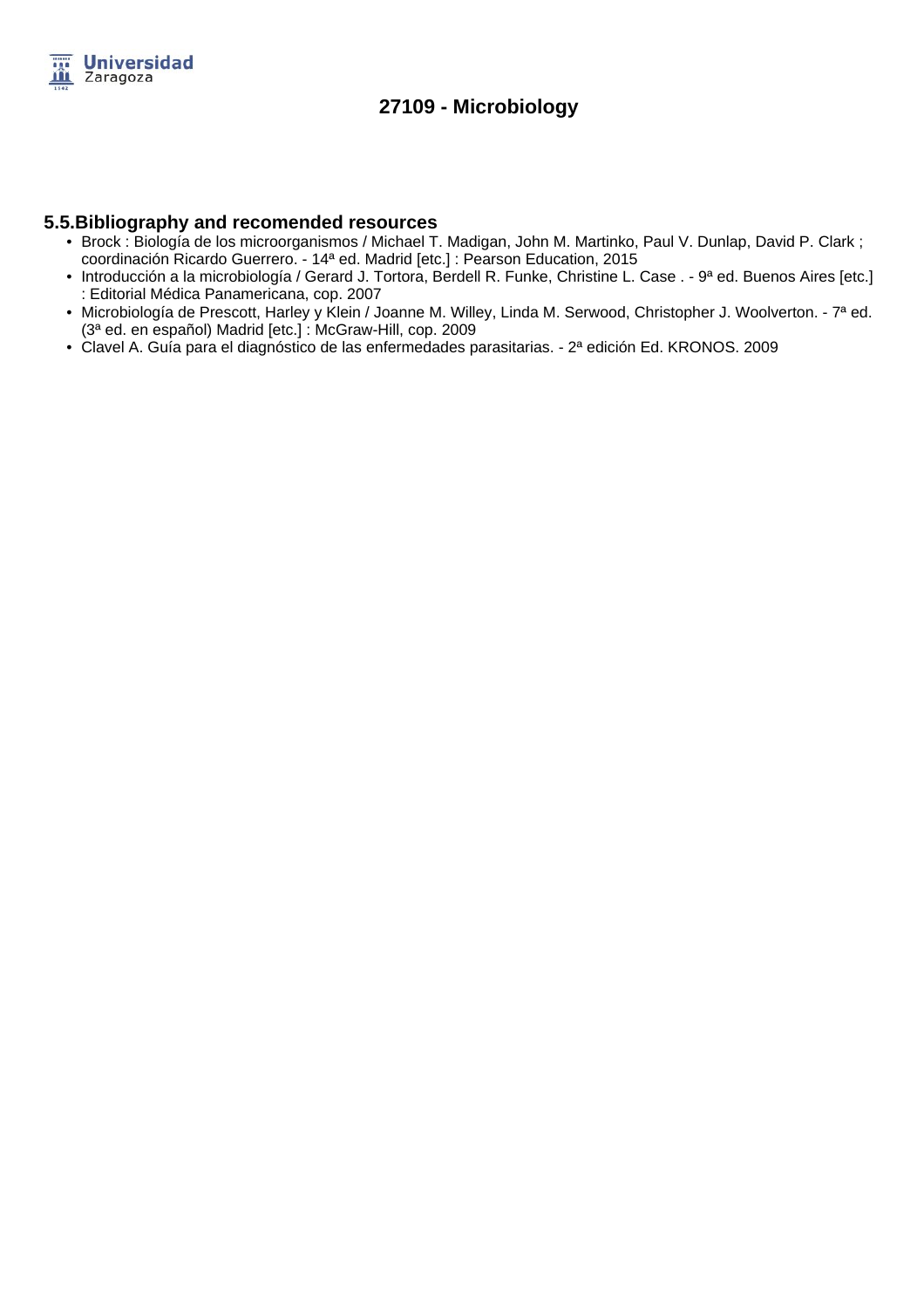# 27109 - Microbiology

## 5.5.Bibliography and recomended resources

- Brock : Biología de los microorganismos / Michael T. Madigan, John M. Martinko, Paul V. Dunlap, David P. Clark ; coordinación Ricardo Guerrero. - 14ª ed. Madrid [etc.] : Pearson Education, 2015
- Introducción a la microbiología / Gerard J. Tortora, Berdell R. Funke, Christine L. Case . - 9ª ed. Buenos Aires [etc.] : Editorial Médica Panamericana, cop. 2007
- Microbiología de Prescott, Harley y Klein / Joanne M. Willey, Linda M. Serwood, Christopher J. Woolverton. - 7ª ed. (3ª ed. en español) Madrid [etc.] : McGraw-Hill, cop. 2009
- Clavel A. Guía para el diagnóstico de las enfermedades parasitarias. - 2ª edición Ed. KRONOS. 2009